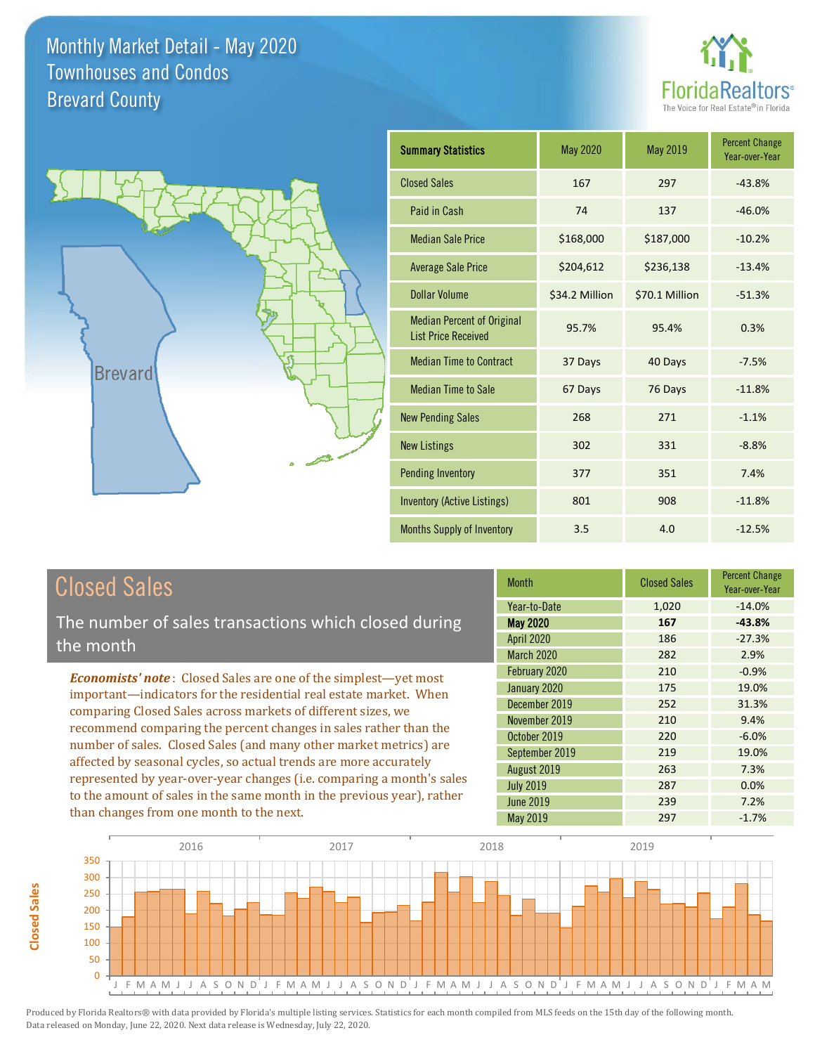# Monthly Market Detail - May 2020
## Townhouses and Condos
## Brevard County

FloridaRealtors®
The Voice for Real Estate® in Florida

Brevard

| Summary Statistics | May 2020 | May 2019 | Percent Change Year-over-Year |
|---|---|---|---|
| Closed Sales | 167 | 297 | -43.8% |
| Paid in Cash | 74 | 137 | -46.0% |
| Median Sale Price | $168,000 | $187,000 | -10.2% |
| Average Sale Price | $204,612 | $236,138 | -13.4% |
| Dollar Volume | $34.2 Million | $70.1 Million | -51.3% |
| Median Percent of Original List Price Received | 95.7% | 95.4% | 0.3% |
| Median Time to Contract | 37 Days | 40 Days | -7.5% |
| Median Time to Sale | 67 Days | 76 Days | -11.8% |
| New Pending Sales | 268 | 271 | -1.1% |
| New Listings | 302 | 331 | -8.8% |
| Pending Inventory | 377 | 351 | 7.4% |
| Inventory (Active Listings) | 801 | 908 | -11.8% |
| Months Supply of Inventory | 3.5 | 4.0 | -12.5% |

## Closed Sales

The number of sales transactions which closed during the month

***Economists' note***: Closed Sales are one of the simplest—yet most important—indicators for the residential real estate market. When comparing Closed Sales across markets of different sizes, we recommend comparing the percent changes in sales rather than the number of sales. Closed Sales (and many other market metrics) are affected by seasonal cycles, so actual trends are more accurately represented by year-over-year changes (i.e. comparing a month's sales to the amount of sales in the same month in the previous year), rather than changes from one month to the next.

| Month | Closed Sales | Percent Change Year-over-Year |
|---|---|---|
| Year-to-Date | 1,020 | -14.0% |
| **May 2020** | **167** | **-43.8%** |
| April 2020 | 186 | -27.3% |
| March 2020 | 282 | 2.9% |
| February 2020 | 210 | -0.9% |
| January 2020 | 175 | 19.0% |
| December 2019 | 252 | 31.3% |
| November 2019 | 210 | 9.4% |
| October 2019 | 220 | -6.0% |
| September 2019 | 219 | 19.0% |
| August 2019 | 263 | 7.3% |
| July 2019 | 287 | 0.0% |
| June 2019 | 239 | 7.2% |
| May 2019 | 297 | -1.7% |

Produced by Florida Realtors® with data provided by Florida's multiple listing services. Statistics for each month compiled from MLS feeds on the 15th day of the following month. Data released on Monday, June 22, 2020. Next data release is Wednesday, July 22, 2020.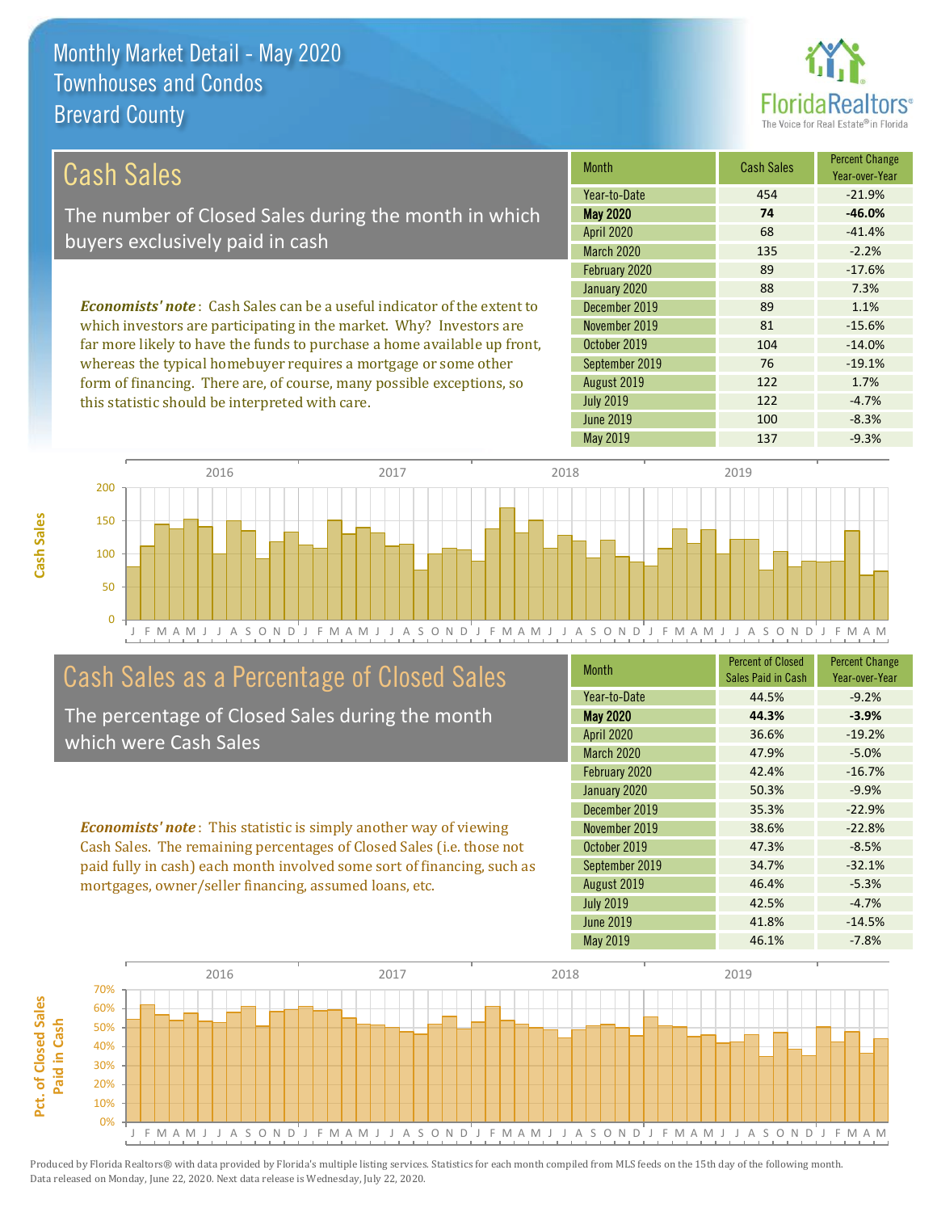# Monthly Market Detail - May 2020
## Townhouses and Condos
## Brevard County

## Cash Sales

The number of Closed Sales during the month in which buyers exclusively paid in cash

*Economists' note*: Cash Sales can be a useful indicator of the extent to which investors are participating in the market. Why? Investors are far more likely to have the funds to purchase a home available up front, whereas the typical homebuyer requires a mortgage or some other form of financing. There are, of course, many possible exceptions, so this statistic should be interpreted with care.

| Month | Cash Sales | Percent Change Year-over-Year |
|---|---|---|
| Year-to-Date | 454 | -21.9% |
| **May 2020** | **74** | **-46.0%** |
| April 2020 | 68 | -41.4% |
| March 2020 | 135 | -2.2% |
| February 2020 | 89 | -17.6% |
| January 2020 | 88 | 7.3% |
| December 2019 | 89 | 1.1% |
| November 2019 | 81 | -15.6% |
| October 2019 | 104 | -14.0% |
| September 2019 | 76 | -19.1% |
| August 2019 | 122 | 1.7% |
| July 2019 | 122 | -4.7% |
| June 2019 | 100 | -8.3% |
| May 2019 | 137 | -9.3% |

## Cash Sales as a Percentage of Closed Sales

The percentage of Closed Sales during the month which were Cash Sales

*Economists' note*: This statistic is simply another way of viewing Cash Sales. The remaining percentages of Closed Sales (i.e. those not paid fully in cash) each month involved some sort of financing, such as mortgages, owner/seller financing, assumed loans, etc.

| Month | Percent of Closed Sales Paid in Cash | Percent Change Year-over-Year |
|---|---|---|
| Year-to-Date | 44.5% | -9.2% |
| **May 2020** | **44.3%** | **-3.9%** |
| April 2020 | 36.6% | -19.2% |
| March 2020 | 47.9% | -5.0% |
| February 2020 | 42.4% | -16.7% |
| January 2020 | 50.3% | -9.9% |
| December 2019 | 35.3% | -22.9% |
| November 2019 | 38.6% | -22.8% |
| October 2019 | 47.3% | -8.5% |
| September 2019 | 34.7% | -32.1% |
| August 2019 | 46.4% | -5.3% |
| July 2019 | 42.5% | -4.7% |
| June 2019 | 41.8% | -14.5% |
| May 2019 | 46.1% | -7.8% |

Produced by Florida Realtors® with data provided by Florida's multiple listing services. Statistics for each month compiled from MLS feeds on the 15th day of the following month. Data released on Monday, June 22, 2020. Next data release is Wednesday, July 22, 2020.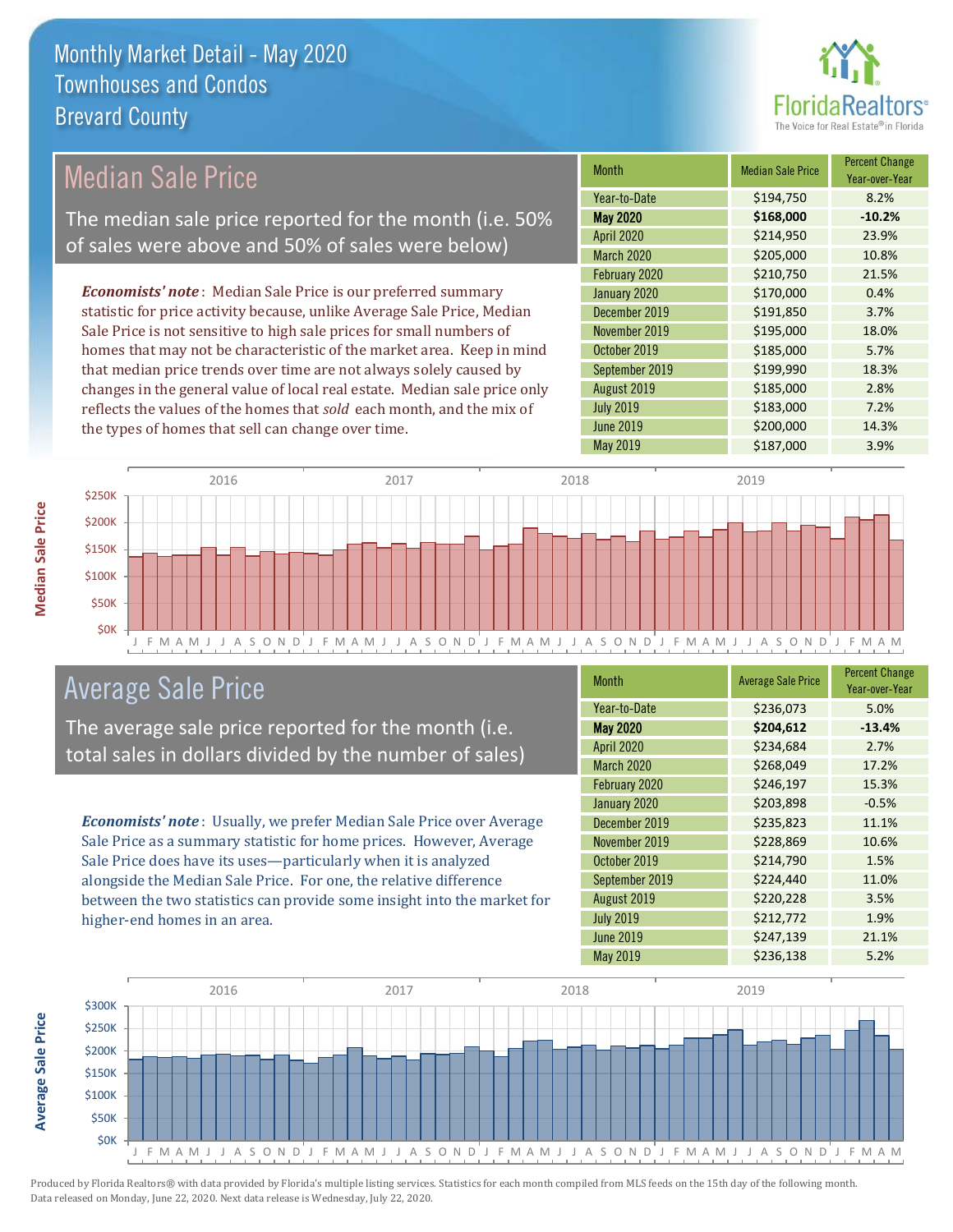# Monthly Market Detail - May 2020
## Townhouses and Condos
## Brevard County

## Median Sale Price

The median sale price reported for the month (i.e. 50% of sales were above and 50% of sales were below)

*Economists' note*: Median Sale Price is our preferred summary statistic for price activity because, unlike Average Sale Price, Median Sale Price is not sensitive to high sale prices for small numbers of homes that may not be characteristic of the market area. Keep in mind that median price trends over time are not always solely caused by changes in the general value of local real estate. Median sale price only reflects the values of the homes that *sold* each month, and the mix of the types of homes that sell can change over time.

| Month | Median Sale Price | Percent Change Year-over-Year |
|---|---|---|
| Year-to-Date | $194,750 | 8.2% |
| **May 2020** | **$168,000** | **-10.2%** |
| April 2020 | $214,950 | 23.9% |
| March 2020 | $205,000 | 10.8% |
| February 2020 | $210,750 | 21.5% |
| January 2020 | $170,000 | 0.4% |
| December 2019 | $191,850 | 3.7% |
| November 2019 | $195,000 | 18.0% |
| October 2019 | $185,000 | 5.7% |
| September 2019 | $199,990 | 18.3% |
| August 2019 | $185,000 | 2.8% |
| July 2019 | $183,000 | 7.2% |
| June 2019 | $200,000 | 14.3% |
| May 2019 | $187,000 | 3.9% |

## Average Sale Price

The average sale price reported for the month (i.e. total sales in dollars divided by the number of sales)

*Economists' note*: Usually, we prefer Median Sale Price over Average Sale Price as a summary statistic for home prices. However, Average Sale Price does have its uses—particularly when it is analyzed alongside the Median Sale Price. For one, the relative difference between the two statistics can provide some insight into the market for higher-end homes in an area.

| Month | Average Sale Price | Percent Change Year-over-Year |
|---|---|---|
| Year-to-Date | $236,073 | 5.0% |
| **May 2020** | **$204,612** | **-13.4%** |
| April 2020 | $234,684 | 2.7% |
| March 2020 | $268,049 | 17.2% |
| February 2020 | $246,197 | 15.3% |
| January 2020 | $203,898 | -0.5% |
| December 2019 | $235,823 | 11.1% |
| November 2019 | $228,869 | 10.6% |
| October 2019 | $214,790 | 1.5% |
| September 2019 | $224,440 | 11.0% |
| August 2019 | $220,228 | 3.5% |
| July 2019 | $212,772 | 1.9% |
| June 2019 | $247,139 | 21.1% |
| May 2019 | $236,138 | 5.2% |

Produced by Florida Realtors® with data provided by Florida's multiple listing services. Statistics for each month compiled from MLS feeds on the 15th day of the following month. Data released on Monday, June 22, 2020. Next data release is Wednesday, July 22, 2020.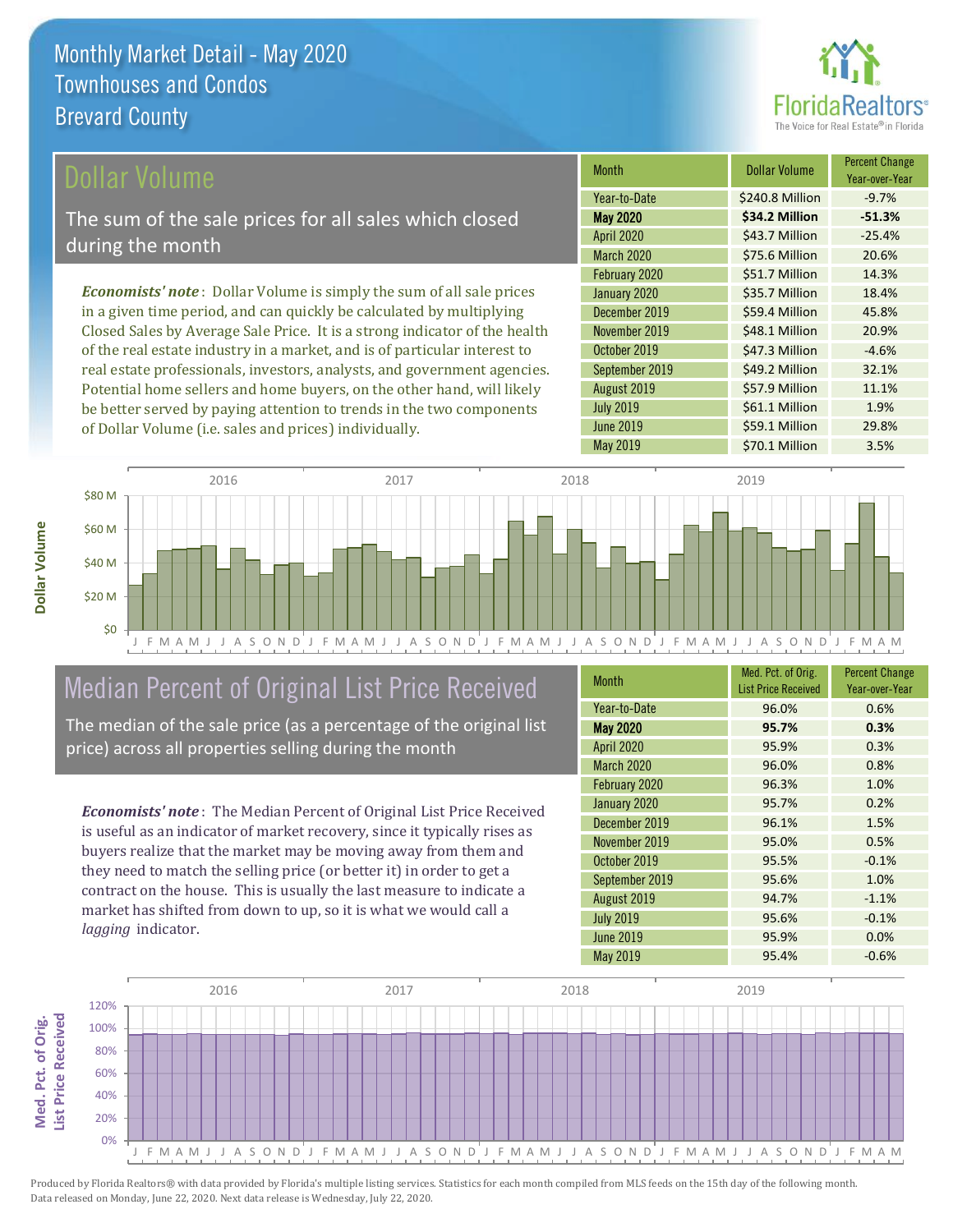# Monthly Market Detail - May 2020
## Townhouses and Condos
## Brevard County

## Dollar Volume

The sum of the sale prices for all sales which closed during the month

*Economists' note*: Dollar Volume is simply the sum of all sale prices in a given time period, and can quickly be calculated by multiplying Closed Sales by Average Sale Price. It is a strong indicator of the health of the real estate industry in a market, and is of particular interest to real estate professionals, investors, analysts, and government agencies. Potential home sellers and home buyers, on the other hand, will likely be better served by paying attention to trends in the two components of Dollar Volume (i.e. sales and prices) individually.

| Month | Dollar Volume | Percent Change Year-over-Year |
|---|---|---|
| Year-to-Date | $240.8 Million | -9.7% |
| **May 2020** | **$34.2 Million** | **-51.3%** |
| April 2020 | $43.7 Million | -25.4% |
| March 2020 | $75.6 Million | 20.6% |
| February 2020 | $51.7 Million | 14.3% |
| January 2020 | $35.7 Million | 18.4% |
| December 2019 | $59.4 Million | 45.8% |
| November 2019 | $48.1 Million | 20.9% |
| October 2019 | $47.3 Million | -4.6% |
| September 2019 | $49.2 Million | 32.1% |
| August 2019 | $57.9 Million | 11.1% |
| July 2019 | $61.1 Million | 1.9% |
| June 2019 | $59.1 Million | 29.8% |
| May 2019 | $70.1 Million | 3.5% |

## Median Percent of Original List Price Received

The median of the sale price (as a percentage of the original list price) across all properties selling during the month

*Economists' note*: The Median Percent of Original List Price Received is useful as an indicator of market recovery, since it typically rises as buyers realize that the market may be moving away from them and they need to match the selling price (or better it) in order to get a contract on the house. This is usually the last measure to indicate a market has shifted from down to up, so it is what we would call a *lagging* indicator.

| Month | Med. Pct. of Orig. List Price Received | Percent Change Year-over-Year |
|---|---|---|
| Year-to-Date | 96.0% | 0.6% |
| **May 2020** | **95.7%** | **0.3%** |
| April 2020 | 95.9% | 0.3% |
| March 2020 | 96.0% | 0.8% |
| February 2020 | 96.3% | 1.0% |
| January 2020 | 95.7% | 0.2% |
| December 2019 | 96.1% | 1.5% |
| November 2019 | 95.0% | 0.5% |
| October 2019 | 95.5% | -0.1% |
| September 2019 | 95.6% | 1.0% |
| August 2019 | 94.7% | -1.1% |
| July 2019 | 95.6% | -0.1% |
| June 2019 | 95.9% | 0.0% |
| May 2019 | 95.4% | -0.6% |

Produced by Florida Realtors® with data provided by Florida's multiple listing services. Statistics for each month compiled from MLS feeds on the 15th day of the following month. Data released on Monday, June 22, 2020. Next data release is Wednesday, July 22, 2020.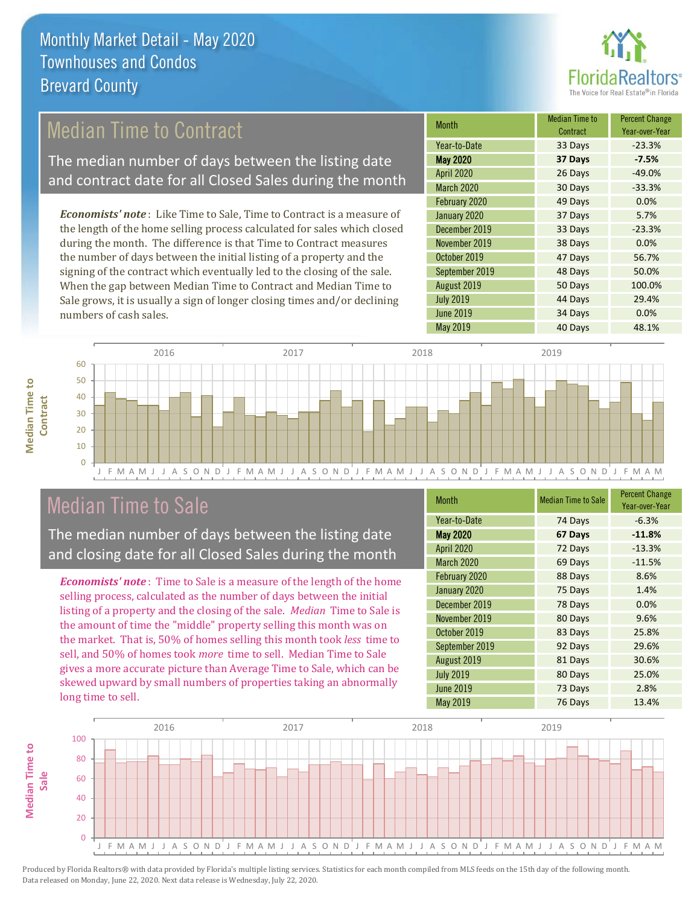# Monthly Market Detail - May 2020
## Townhouses and Condos
## Brevard County

## Median Time to Contract

The median number of days between the listing date and contract date for all Closed Sales during the month

*Economists' note*: Like Time to Sale, Time to Contract is a measure of the length of the home selling process calculated for sales which closed during the month. The difference is that Time to Contract measures the number of days between the initial listing of a property and the signing of the contract which eventually led to the closing of the sale. When the gap between Median Time to Contract and Median Time to Sale grows, it is usually a sign of longer closing times and/or declining numbers of cash sales.

| Month | Median Time to Contract | Percent Change Year-over-Year |
|---|---|---|
| Year-to-Date | 33 Days | -23.3% |
| **May 2020** | **37 Days** | **-7.5%** |
| April 2020 | 26 Days | -49.0% |
| March 2020 | 30 Days | -33.3% |
| February 2020 | 49 Days | 0.0% |
| January 2020 | 37 Days | 5.7% |
| December 2019 | 33 Days | -23.3% |
| November 2019 | 38 Days | 0.0% |
| October 2019 | 47 Days | 56.7% |
| September 2019 | 48 Days | 50.0% |
| August 2019 | 50 Days | 100.0% |
| July 2019 | 44 Days | 29.4% |
| June 2019 | 34 Days | 0.0% |
| May 2019 | 40 Days | 48.1% |

## Median Time to Sale

The median number of days between the listing date and closing date for all Closed Sales during the month

*Economists' note*: Time to Sale is a measure of the length of the home selling process, calculated as the number of days between the initial listing of a property and the closing of the sale. *Median* Time to Sale is the amount of time the "middle" property selling this month was on the market. That is, 50% of homes selling this month took *less* time to sell, and 50% of homes took *more* time to sell. Median Time to Sale gives a more accurate picture than Average Time to Sale, which can be skewed upward by small numbers of properties taking an abnormally long time to sell.

| Month | Median Time to Sale | Percent Change Year-over-Year |
|---|---|---|
| Year-to-Date | 74 Days | -6.3% |
| **May 2020** | **67 Days** | **-11.8%** |
| April 2020 | 72 Days | -13.3% |
| March 2020 | 69 Days | -11.5% |
| February 2020 | 88 Days | 8.6% |
| January 2020 | 75 Days | 1.4% |
| December 2019 | 78 Days | 0.0% |
| November 2019 | 80 Days | 9.6% |
| October 2019 | 83 Days | 25.8% |
| September 2019 | 92 Days | 29.6% |
| August 2019 | 81 Days | 30.6% |
| July 2019 | 80 Days | 25.0% |
| June 2019 | 73 Days | 2.8% |
| May 2019 | 76 Days | 13.4% |

Produced by Florida Realtors® with data provided by Florida's multiple listing services. Statistics for each month compiled from MLS feeds on the 15th day of the following month. Data released on Monday, June 22, 2020. Next data release is Wednesday, July 22, 2020.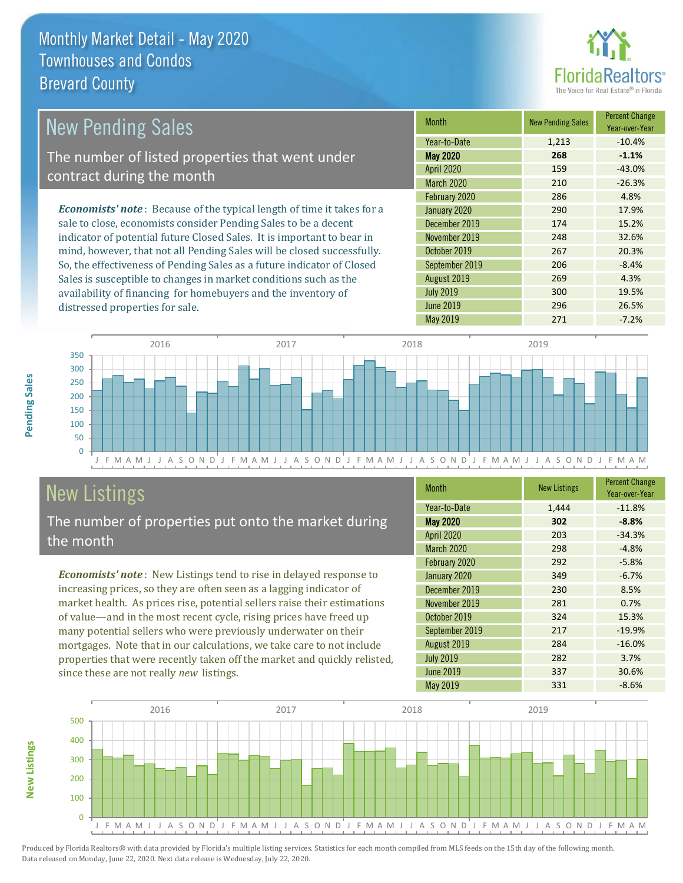# Monthly Market Detail - May 2020
## Townhouses and Condos
## Brevard County

## New Pending Sales

The number of listed properties that went under contract during the month

*Economists' note*: Because of the typical length of time it takes for a sale to close, economists consider Pending Sales to be a decent indicator of potential future Closed Sales. It is important to bear in mind, however, that not all Pending Sales will be closed successfully. So, the effectiveness of Pending Sales as a future indicator of Closed Sales is susceptible to changes in market conditions such as the availability of financing for homebuyers and the inventory of distressed properties for sale.

| Month | New Pending Sales | Percent Change Year-over-Year |
|---|---|---|
| Year-to-Date | 1,213 | -10.4% |
| **May 2020** | **268** | **-1.1%** |
| April 2020 | 159 | -43.0% |
| March 2020 | 210 | -26.3% |
| February 2020 | 286 | 4.8% |
| January 2020 | 290 | 17.9% |
| December 2019 | 174 | 15.2% |
| November 2019 | 248 | 32.6% |
| October 2019 | 267 | 20.3% |
| September 2019 | 206 | -8.4% |
| August 2019 | 269 | 4.3% |
| July 2019 | 300 | 19.5% |
| June 2019 | 296 | 26.5% |
| May 2019 | 271 | -7.2% |

## New Listings

The number of properties put onto the market during the month

*Economists' note*: New Listings tend to rise in delayed response to increasing prices, so they are often seen as a lagging indicator of market health. As prices rise, potential sellers raise their estimations of value—and in the most recent cycle, rising prices have freed up many potential sellers who were previously underwater on their mortgages. Note that in our calculations, we take care to not include properties that were recently taken off the market and quickly relisted, since these are not really *new* listings.

| Month | New Listings | Percent Change Year-over-Year |
|---|---|---|
| Year-to-Date | 1,444 | -11.8% |
| **May 2020** | **302** | **-8.8%** |
| April 2020 | 203 | -34.3% |
| March 2020 | 298 | -4.8% |
| February 2020 | 292 | -5.8% |
| January 2020 | 349 | -6.7% |
| December 2019 | 230 | 8.5% |
| November 2019 | 281 | 0.7% |
| October 2019 | 324 | 15.3% |
| September 2019 | 217 | -19.9% |
| August 2019 | 284 | -16.0% |
| July 2019 | 282 | 3.7% |
| June 2019 | 337 | 30.6% |
| May 2019 | 331 | -8.6% |

Produced by Florida Realtors® with data provided by Florida's multiple listing services. Statistics for each month compiled from MLS feeds on the 15th day of the following month. Data released on Monday, June 22, 2020. Next data release is Wednesday, July 22, 2020.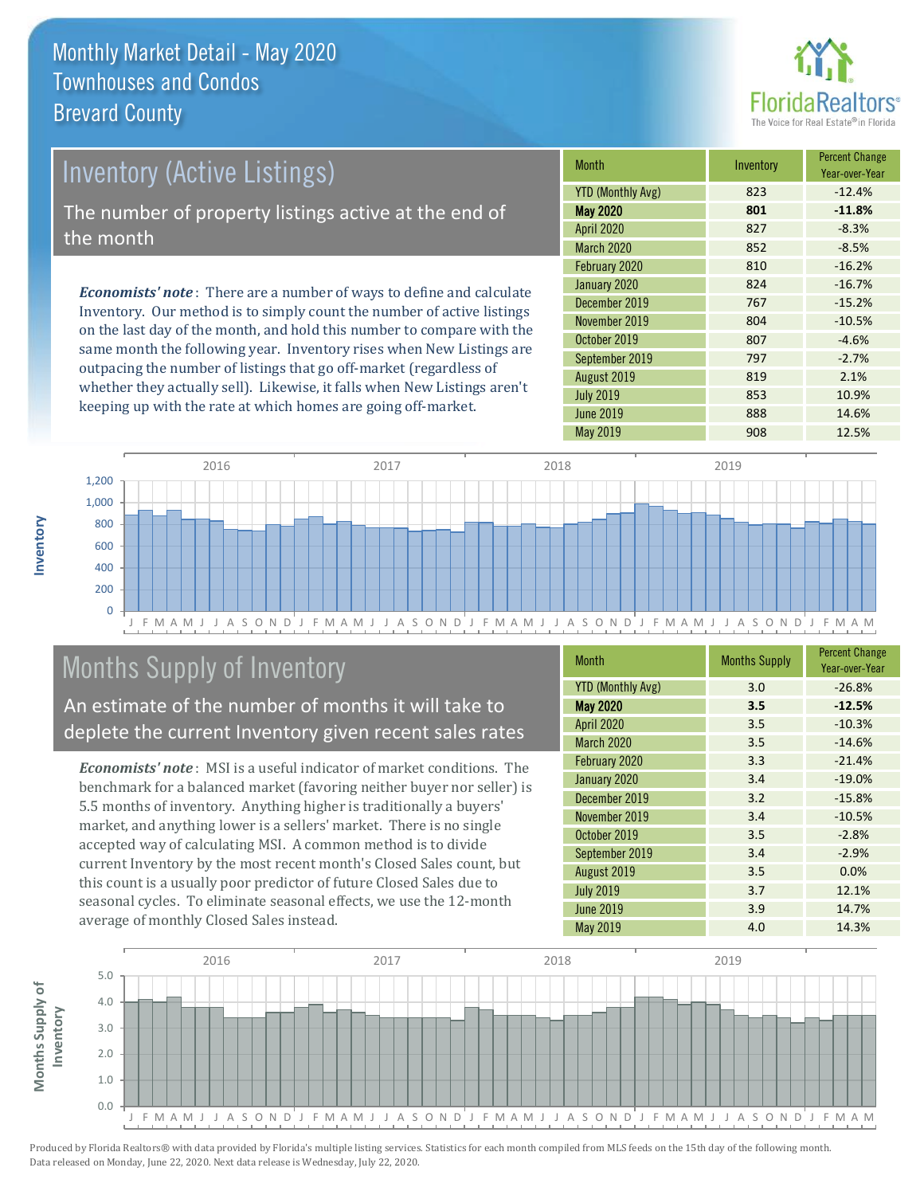# Monthly Market Detail - May 2020
## Townhouses and Condos
## Brevard County

## Inventory (Active Listings)

The number of property listings active at the end of the month

***Economists' note***: There are a number of ways to define and calculate Inventory. Our method is to simply count the number of active listings on the last day of the month, and hold this number to compare with the same month the following year. Inventory rises when New Listings are outpacing the number of listings that go off-market (regardless of whether they actually sell). Likewise, it falls when New Listings aren't keeping up with the rate at which homes are going off-market.

| Month | Inventory | Percent Change Year-over-Year |
|---|---|---|
| YTD (Monthly Avg) | 823 | -12.4% |
| **May 2020** | **801** | **-11.8%** |
| April 2020 | 827 | -8.3% |
| March 2020 | 852 | -8.5% |
| February 2020 | 810 | -16.2% |
| January 2020 | 824 | -16.7% |
| December 2019 | 767 | -15.2% |
| November 2019 | 804 | -10.5% |
| October 2019 | 807 | -4.6% |
| September 2019 | 797 | -2.7% |
| August 2019 | 819 | 2.1% |
| July 2019 | 853 | 10.9% |
| June 2019 | 888 | 14.6% |
| May 2019 | 908 | 12.5% |

## Months Supply of Inventory

An estimate of the number of months it will take to deplete the current Inventory given recent sales rates

***Economists' note***: MSI is a useful indicator of market conditions. The benchmark for a balanced market (favoring neither buyer nor seller) is 5.5 months of inventory. Anything higher is traditionally a buyers' market, and anything lower is a sellers' market. There is no single accepted way of calculating MSI. A common method is to divide current Inventory by the most recent month's Closed Sales count, but this count is a usually poor predictor of future Closed Sales due to seasonal cycles. To eliminate seasonal effects, we use the 12-month average of monthly Closed Sales instead.

| Month | Months Supply | Percent Change Year-over-Year |
|---|---|---|
| YTD (Monthly Avg) | 3.0 | -26.8% |
| **May 2020** | **3.5** | **-12.5%** |
| April 2020 | 3.5 | -10.3% |
| March 2020 | 3.5 | -14.6% |
| February 2020 | 3.3 | -21.4% |
| January 2020 | 3.4 | -19.0% |
| December 2019 | 3.2 | -15.8% |
| November 2019 | 3.4 | -10.5% |
| October 2019 | 3.5 | -2.8% |
| September 2019 | 3.4 | -2.9% |
| August 2019 | 3.5 | 0.0% |
| July 2019 | 3.7 | 12.1% |
| June 2019 | 3.9 | 14.7% |
| May 2019 | 4.0 | 14.3% |

Produced by Florida Realtors® with data provided by Florida's multiple listing services. Statistics for each month compiled from MLS feeds on the 15th day of the following month. Data released on Monday, June 22, 2020. Next data release is Wednesday, July 22, 2020.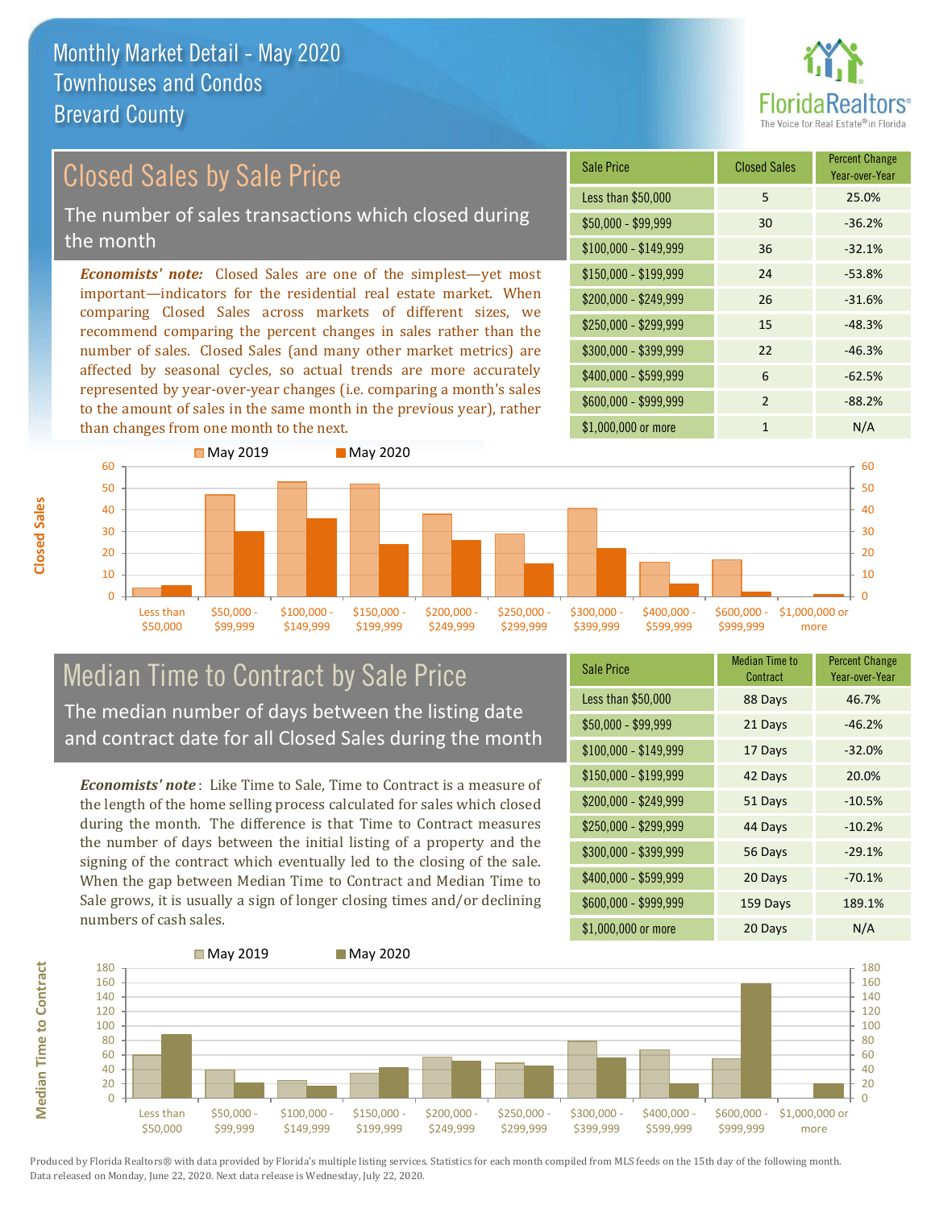Monthly Market Detail - May 2020
Townhouses and Condos
Brevard County

## Closed Sales by Sale Price

The number of sales transactions which closed during the month

***Economists' note:*** Closed Sales are one of the simplest—yet most important—indicators for the residential real estate market. When comparing Closed Sales across markets of different sizes, we recommend comparing the percent changes in sales rather than the number of sales. Closed Sales (and many other market metrics) are affected by seasonal cycles, so actual trends are more accurately represented by year-over-year changes (i.e. comparing a month's sales to the amount of sales in the same month in the previous year), rather than changes from one month to the next.

| Sale Price | Closed Sales | Percent Change Year-over-Year |
|---|---|---|
| Less than $50,000 | 5 | 25.0% |
| $50,000 - $99,999 | 30 | -36.2% |
| $100,000 - $149,999 | 36 | -32.1% |
| $150,000 - $199,999 | 24 | -53.8% |
| $200,000 - $249,999 | 26 | -31.6% |
| $250,000 - $299,999 | 15 | -48.3% |
| $300,000 - $399,999 | 22 | -46.3% |
| $400,000 - $599,999 | 6 | -62.5% |
| $600,000 - $999,999 | 2 | -88.2% |
| $1,000,000 or more | 1 | N/A |

## Median Time to Contract by Sale Price

The median number of days between the listing date and contract date for all Closed Sales during the month

***Economists' note*** : Like Time to Sale, Time to Contract is a measure of the length of the home selling process calculated for sales which closed during the month. The difference is that Time to Contract measures the number of days between the initial listing of a property and the signing of the contract which eventually led to the closing of the sale. When the gap between Median Time to Contract and Median Time to Sale grows, it is usually a sign of longer closing times and/or declining numbers of cash sales.

| Sale Price | Median Time to Contract | Percent Change Year-over-Year |
|---|---|---|
| Less than $50,000 | 88 Days | 46.7% |
| $50,000 - $99,999 | 21 Days | -46.2% |
| $100,000 - $149,999 | 17 Days | -32.0% |
| $150,000 - $199,999 | 42 Days | 20.0% |
| $200,000 - $249,999 | 51 Days | -10.5% |
| $250,000 - $299,999 | 44 Days | -10.2% |
| $300,000 - $399,999 | 56 Days | -29.1% |
| $400,000 - $599,999 | 20 Days | -70.1% |
| $600,000 - $999,999 | 159 Days | 189.1% |
| $1,000,000 or more | 20 Days | N/A |

Produced by Florida Realtors® with data provided by Florida's multiple listing services. Statistics for each month compiled from MLS feeds on the 15th day of the following month. Data released on Monday, June 22, 2020. Next data release is Wednesday, July 22, 2020.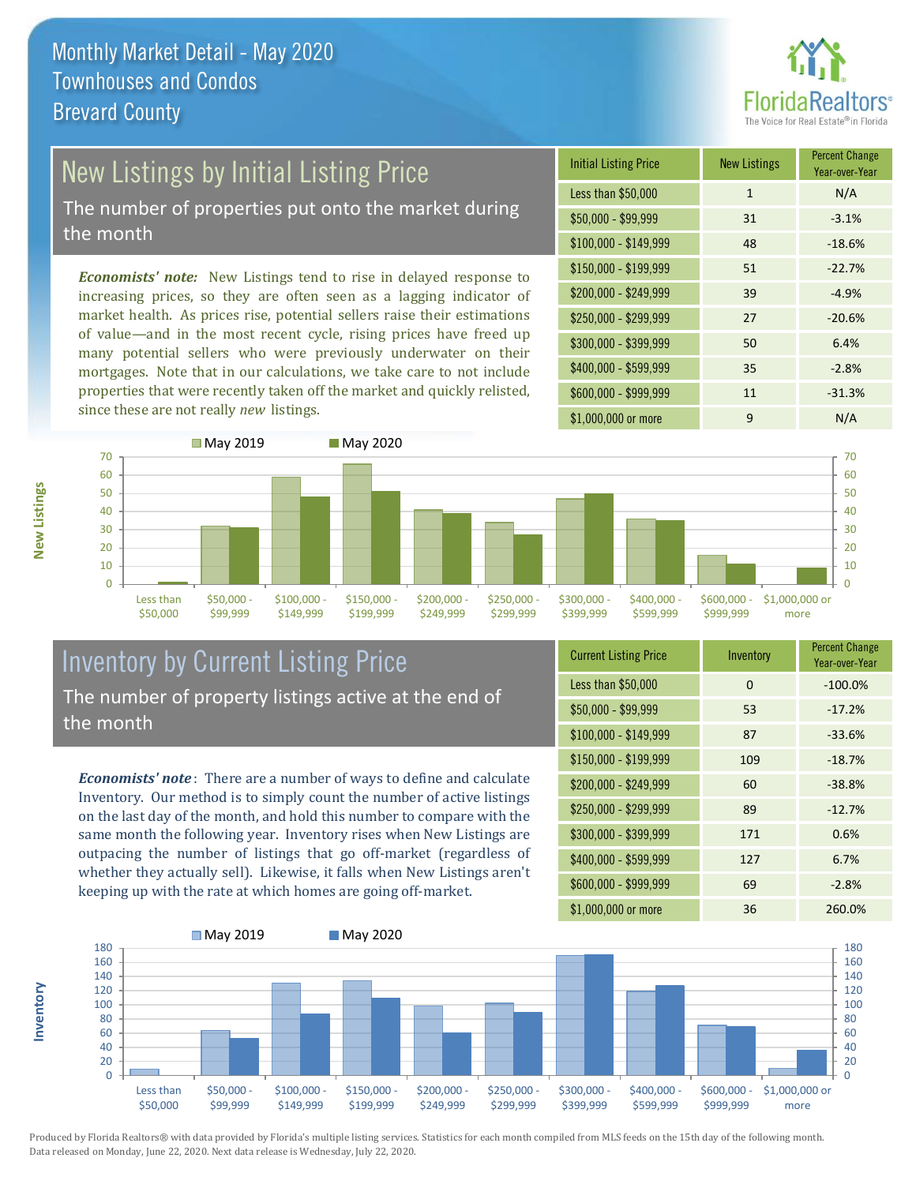# Monthly Market Detail - May 2020
## Townhouses and Condos
## Brevard County

## New Listings by Initial Listing Price

The number of properties put onto the market during the month

*Economists' note:* New Listings tend to rise in delayed response to increasing prices, so they are often seen as a lagging indicator of market health. As prices rise, potential sellers raise their estimations of value—and in the most recent cycle, rising prices have freed up many potential sellers who were previously underwater on their mortgages. Note that in our calculations, we take care to not include properties that were recently taken off the market and quickly relisted, since these are not really *new* listings.

| Initial Listing Price | New Listings | Percent Change Year-over-Year |
|---|---|---|
| Less than $50,000 | 1 | N/A |
| $50,000 - $99,999 | 31 | -3.1% |
| $100,000 - $149,999 | 48 | -18.6% |
| $150,000 - $199,999 | 51 | -22.7% |
| $200,000 - $249,999 | 39 | -4.9% |
| $250,000 - $299,999 | 27 | -20.6% |
| $300,000 - $399,999 | 50 | 6.4% |
| $400,000 - $599,999 | 35 | -2.8% |
| $600,000 - $999,999 | 11 | -31.3% |
| $1,000,000 or more | 9 | N/A |

## Inventory by Current Listing Price

The number of property listings active at the end of the month

*Economists' note*: There are a number of ways to define and calculate Inventory. Our method is to simply count the number of active listings on the last day of the month, and hold this number to compare with the same month the following year. Inventory rises when New Listings are outpacing the number of listings that go off-market (regardless of whether they actually sell). Likewise, it falls when New Listings aren't keeping up with the rate at which homes are going off-market.

| Current Listing Price | Inventory | Percent Change Year-over-Year |
|---|---|---|
| Less than $50,000 | 0 | -100.0% |
| $50,000 - $99,999 | 53 | -17.2% |
| $100,000 - $149,999 | 87 | -33.6% |
| $150,000 - $199,999 | 109 | -18.7% |
| $200,000 - $249,999 | 60 | -38.8% |
| $250,000 - $299,999 | 89 | -12.7% |
| $300,000 - $399,999 | 171 | 0.6% |
| $400,000 - $599,999 | 127 | 6.7% |
| $600,000 - $999,999 | 69 | -2.8% |
| $1,000,000 or more | 36 | 260.0% |

Produced by Florida Realtors® with data provided by Florida's multiple listing services. Statistics for each month compiled from MLS feeds on the 15th day of the following month. Data released on Monday, June 22, 2020. Next data release is Wednesday, July 22, 2020.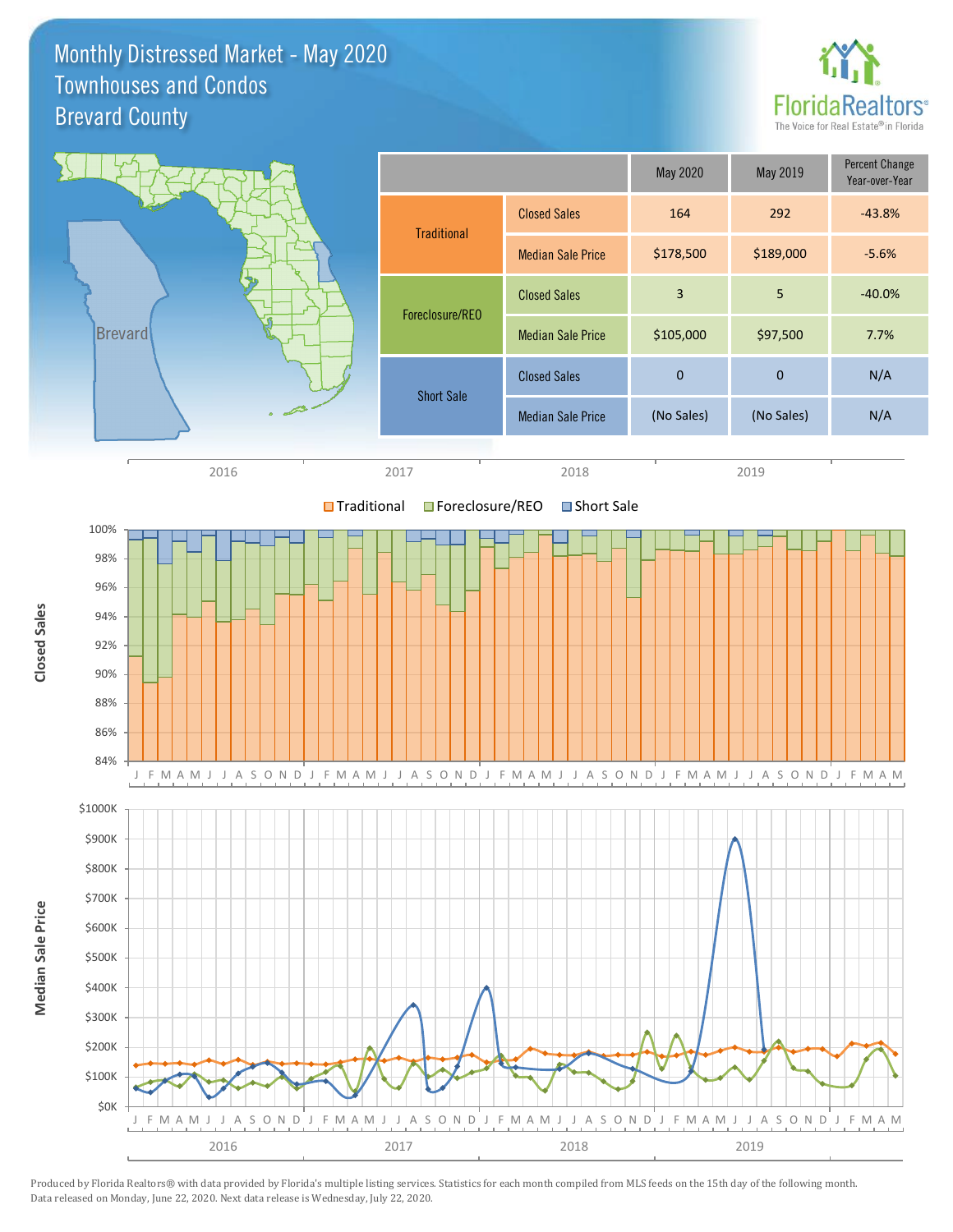# Monthly Distressed Market - May 2020
## Townhouses and Condos
## Brevard County

FloridaRealtors®
The Voice for Real Estate® in Florida

Brevard

| | | May 2020 | May 2019 | Percent Change Year-over-Year |
|---|---|---|---|---|
| Traditional | Closed Sales | 164 | 292 | -43.8% |
| | Median Sale Price | $178,500 | $189,000 | -5.6% |
| Foreclosure/REO | Closed Sales | 3 | 5 | -40.0% |
| | Median Sale Price | $105,000 | $97,500 | 7.7% |
| Short Sale | Closed Sales | 0 | 0 | N/A |
| | Median Sale Price | (No Sales) | (No Sales) | N/A |

2016 2017 2018 2019

Traditional Foreclosure/REO Short Sale

Closed Sales

100% 98% 96% 94% 92% 90% 88% 86% 84%

J F M A M J J A S O N D J F M A M J J A S O N D J F M A M J J A S O N D J F M A M J J A S O N D J F M A M

Median Sale Price

$1000K $900K $800K $700K $600K $500K $400K $300K $200K $100K $0K

J F M A M J J A S O N D J F M A M J J A S O N D J F M A M J J A S O N D J F M A M J J A S O N D J F M A M

2016 2017 2018 2019

Produced by Florida Realtors® with data provided by Florida's multiple listing services. Statistics for each month compiled from MLS feeds on the 15th day of the following month. Data released on Monday, June 22, 2020. Next data release is Wednesday, July 22, 2020.